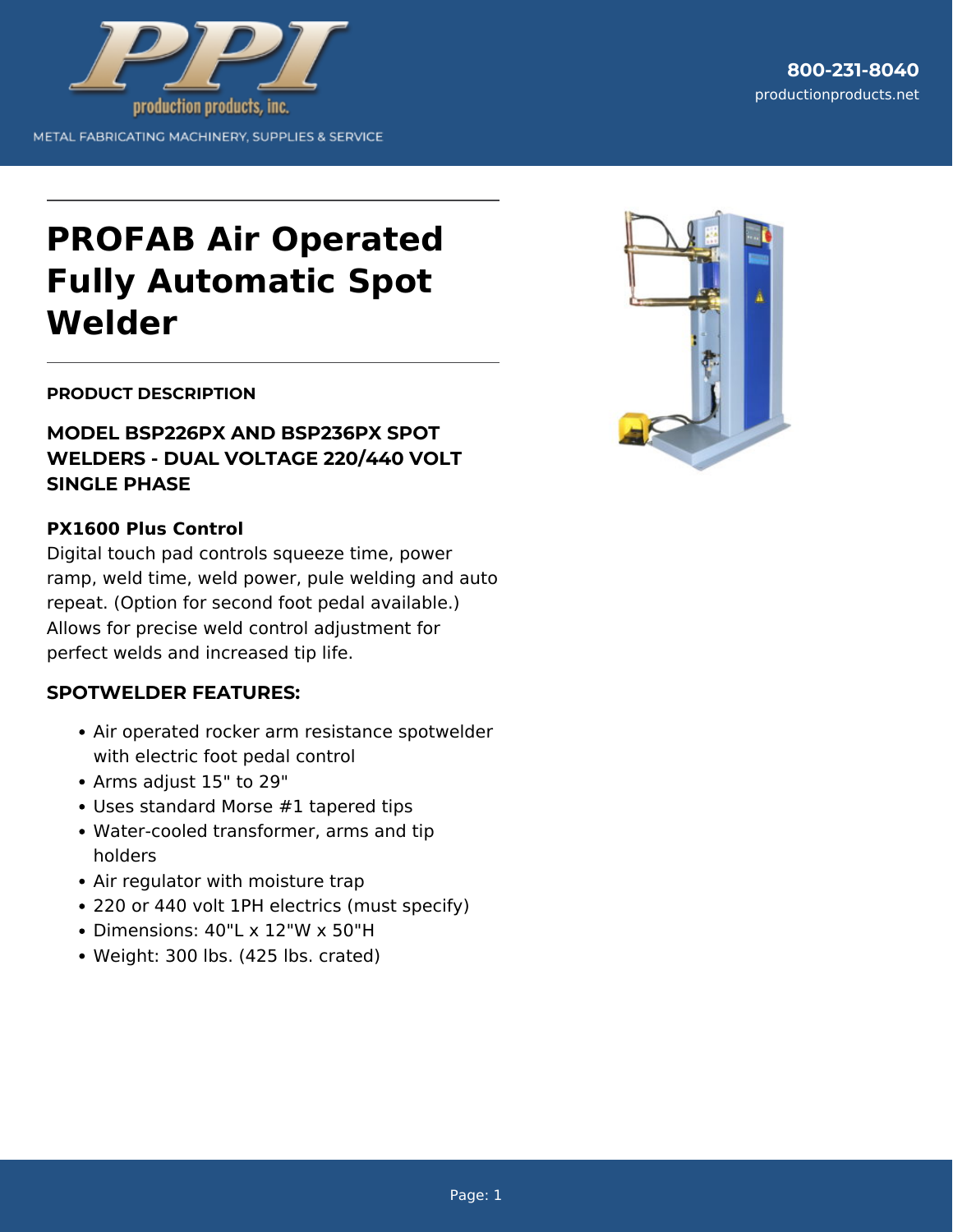800-231-8040
productionproducts.net

METAL FABRICATING MACHINERY, SUPPLIES & SERVICE

# PROFAB Air Operated Fully Automatic Spot Welder

## PRODUCT DESCRIPTION

### MODEL BSP226PX AND BSP236PX SPOT WELDERS - DUAL VOLTAGE 220/440 VOLT SINGLE PHASE

**PX1600 Plus Control**
Digital touch pad controls squeeze time, power ramp, weld time, weld power, pule welding and auto repeat. (Option for second foot pedal available.) Allows for precise weld control adjustment for perfect welds and increased tip life.

### SPOTWELDER FEATURES:

- Air operated rocker arm resistance spotwelder with electric foot pedal control
- Arms adjust 15" to 29"
- Uses standard Morse #1 tapered tips
- Water-cooled transformer, arms and tip holders
- Air regulator with moisture trap
- 220 or 440 volt 1PH electrics (must specify)
- Dimensions: 40"L x 12"W x 50"H
- Weight: 300 lbs. (425 lbs. crated)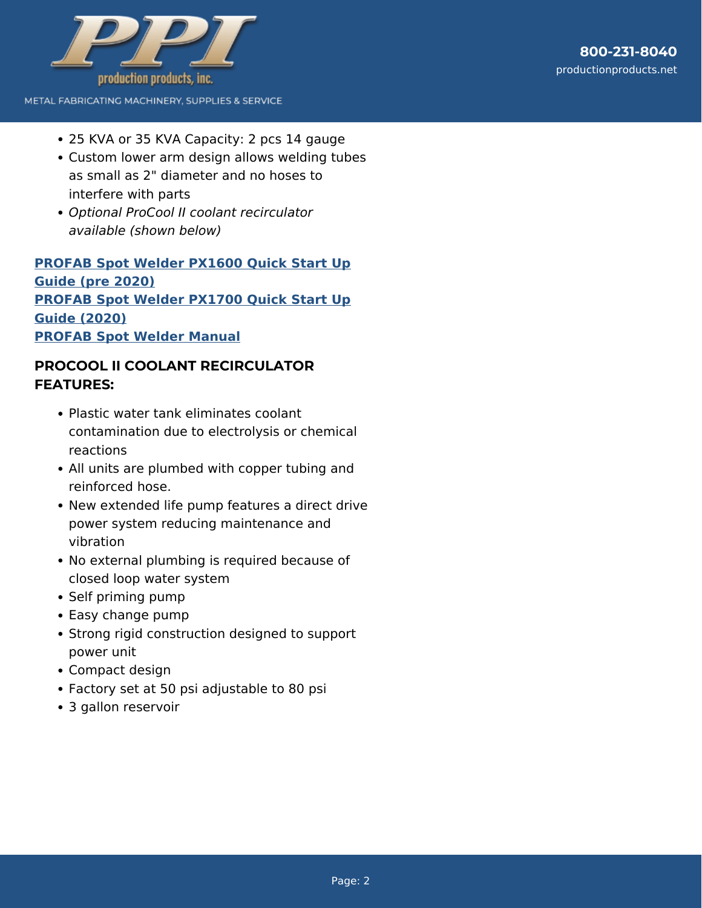- 25 KVA or 35 KVA Capacity: 2 pcs 14 gauge
- Custom lower arm design allows welding tubes as small as 2" diameter and no hoses to interfere with parts
- *Optional ProCool II coolant recirculator available (shown below)*

**PROFAB Spot Welder PX1600 Quick Start Up Guide (pre 2020)**
**PROFAB Spot Welder PX1700 Quick Start Up Guide (2020)**
**PROFAB Spot Welder Manual**

### PROCOOL II COOLANT RECIRCULATOR FEATURES:

- Plastic water tank eliminates coolant contamination due to electrolysis or chemical reactions
- All units are plumbed with copper tubing and reinforced hose.
- New extended life pump features a direct drive power system reducing maintenance and vibration
- No external plumbing is required because of closed loop water system
- Self priming pump
- Easy change pump
- Strong rigid construction designed to support power unit
- Compact design
- Factory set at 50 psi adjustable to 80 psi
- 3 gallon reservoir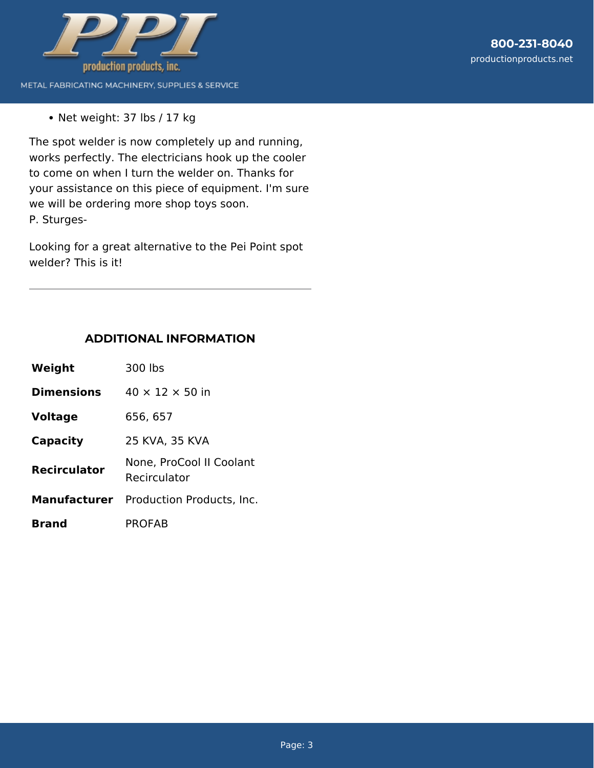- Net weight: 37 lbs / 17 kg

The spot welder is now completely up and running, works perfectly. The electricians hook up the cooler to come on when I turn the welder on. Thanks for your assistance on this piece of equipment. I'm sure we will be ordering more shop toys soon.
P. Sturges-

Looking for a great alternative to the Pei Point spot welder? This is it!

---

## ADDITIONAL INFORMATION

| | |
|---|---|
| **Weight** | 300 lbs |
| **Dimensions** | 40 × 12 × 50 in |
| **Voltage** | 656, 657 |
| **Capacity** | 25 KVA, 35 KVA |
| **Recirculator** | None, ProCool II Coolant Recirculator |
| **Manufacturer** | Production Products, Inc. |
| **Brand** | PROFAB |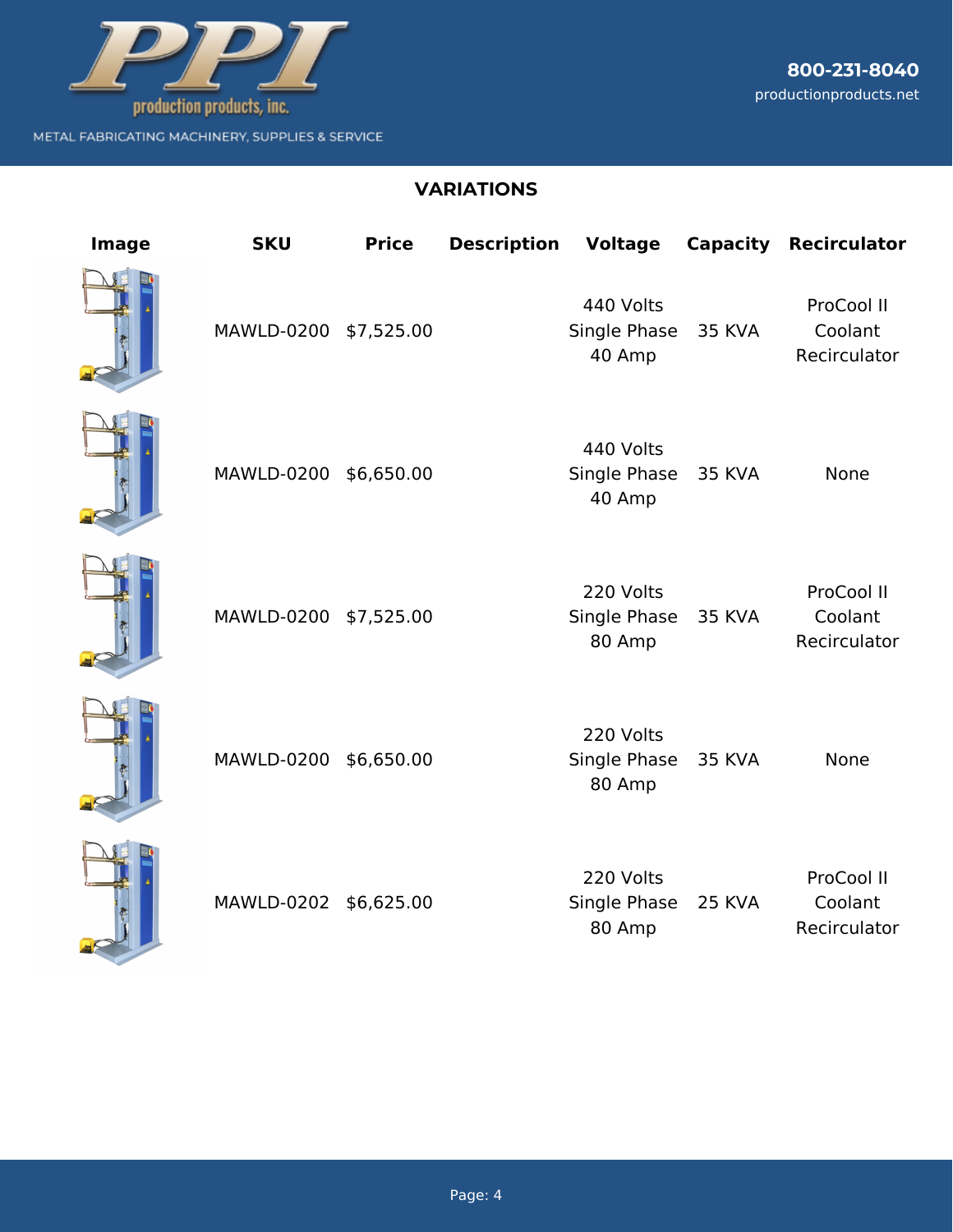## VARIATIONS

| Image | SKU | Price | Description | Voltage | Capacity | Recirculator |
|---|---|---|---|---|---|---|
| | MAWLD-0200 | $7,525.00 | | 440 Volts Single Phase 40 Amp | 35 KVA | ProCool II Coolant Recirculator |
| | MAWLD-0200 | $6,650.00 | | 440 Volts Single Phase 40 Amp | 35 KVA | None |
| | MAWLD-0200 | $7,525.00 | | 220 Volts Single Phase 80 Amp | 35 KVA | ProCool II Coolant Recirculator |
| | MAWLD-0200 | $6,650.00 | | 220 Volts Single Phase 80 Amp | 35 KVA | None |
| | MAWLD-0202 | $6,625.00 | | 220 Volts Single Phase 80 Amp | 25 KVA | ProCool II Coolant Recirculator |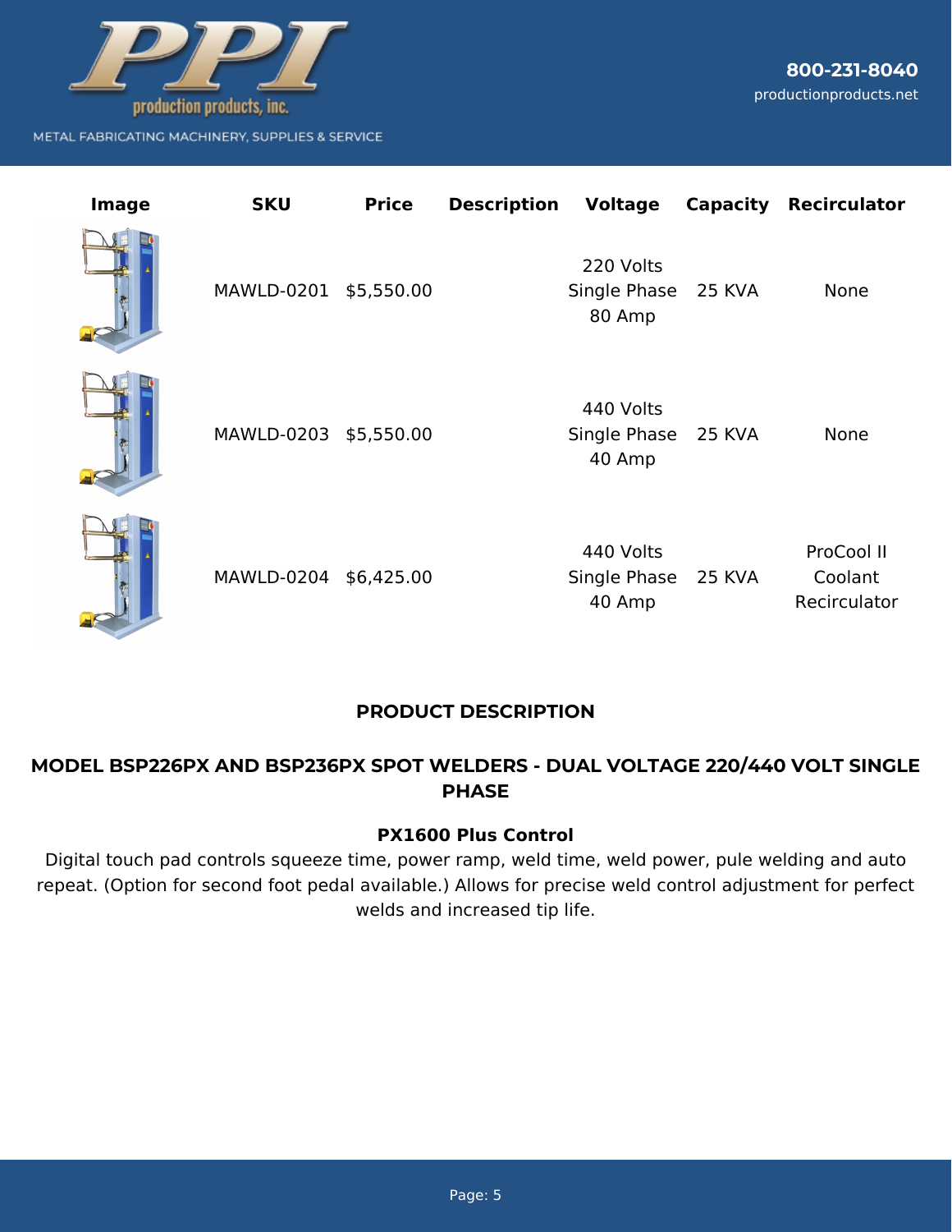| Image | SKU | Price | Description | Voltage | Capacity | Recirculator |
|---|---|---|---|---|---|---|
| | MAWLD-0201 | $5,550.00 | | 220 Volts Single Phase 80 Amp | 25 KVA | None |
| | MAWLD-0203 | $5,550.00 | | 440 Volts Single Phase 40 Amp | 25 KVA | None |
| | MAWLD-0204 | $6,425.00 | | 440 Volts Single Phase 40 Amp | 25 KVA | ProCool II Coolant Recirculator |

## PRODUCT DESCRIPTION

### MODEL BSP226PX AND BSP236PX SPOT WELDERS - DUAL VOLTAGE 220/440 VOLT SINGLE PHASE

**PX1600 Plus Control**

Digital touch pad controls squeeze time, power ramp, weld time, weld power, pule welding and auto repeat. (Option for second foot pedal available.) Allows for precise weld control adjustment for perfect welds and increased tip life.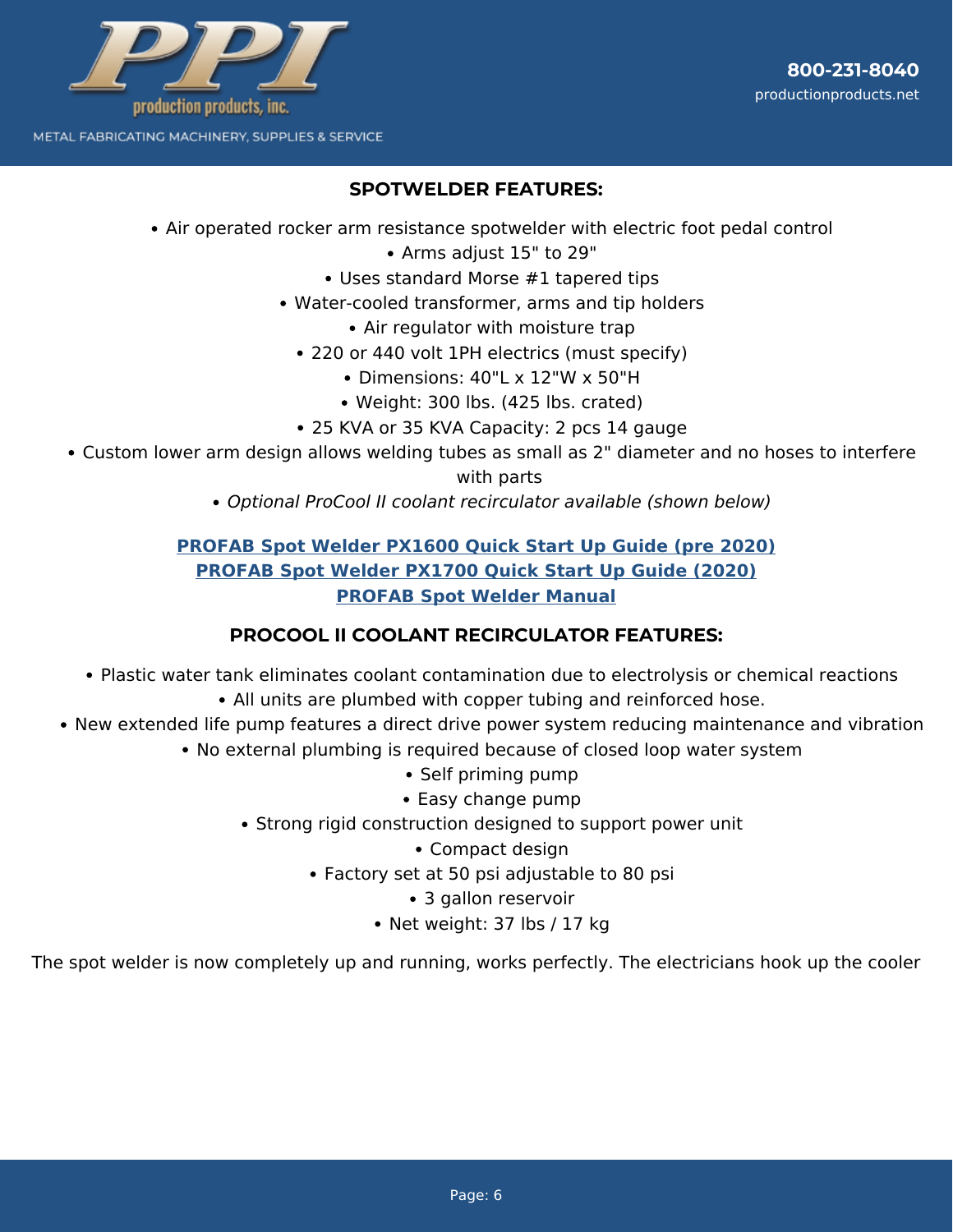### SPOTWELDER FEATURES:

- Air operated rocker arm resistance spotwelder with electric foot pedal control
- Arms adjust 15" to 29"
- Uses standard Morse #1 tapered tips
- Water-cooled transformer, arms and tip holders
- Air regulator with moisture trap
- 220 or 440 volt 1PH electrics (must specify)
- Dimensions: 40"L x 12"W x 50"H
- Weight: 300 lbs. (425 lbs. crated)
- 25 KVA or 35 KVA Capacity: 2 pcs 14 gauge
- Custom lower arm design allows welding tubes as small as 2" diameter and no hoses to interfere with parts
- *Optional ProCool II coolant recirculator available (shown below)*

**PROFAB Spot Welder PX1600 Quick Start Up Guide (pre 2020)**
**PROFAB Spot Welder PX1700 Quick Start Up Guide (2020)**
**PROFAB Spot Welder Manual**

### PROCOOL II COOLANT RECIRCULATOR FEATURES:

- Plastic water tank eliminates coolant contamination due to electrolysis or chemical reactions
- All units are plumbed with copper tubing and reinforced hose.
- New extended life pump features a direct drive power system reducing maintenance and vibration
- No external plumbing is required because of closed loop water system
- Self priming pump
- Easy change pump
- Strong rigid construction designed to support power unit
- Compact design
- Factory set at 50 psi adjustable to 80 psi
- 3 gallon reservoir
- Net weight: 37 lbs / 17 kg

The spot welder is now completely up and running, works perfectly. The electricians hook up the cooler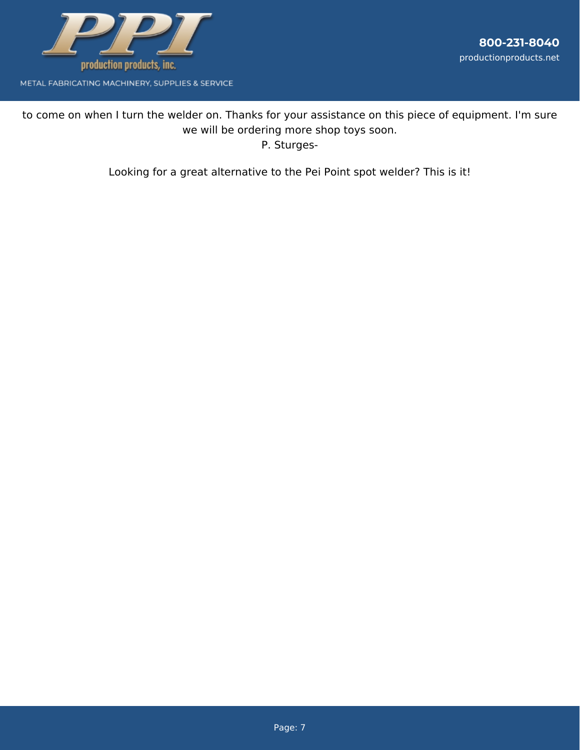to come on when I turn the welder on. Thanks for your assistance on this piece of equipment. I'm sure we will be ordering more shop toys soon.
P. Sturges-

Looking for a great alternative to the Pei Point spot welder? This is it!